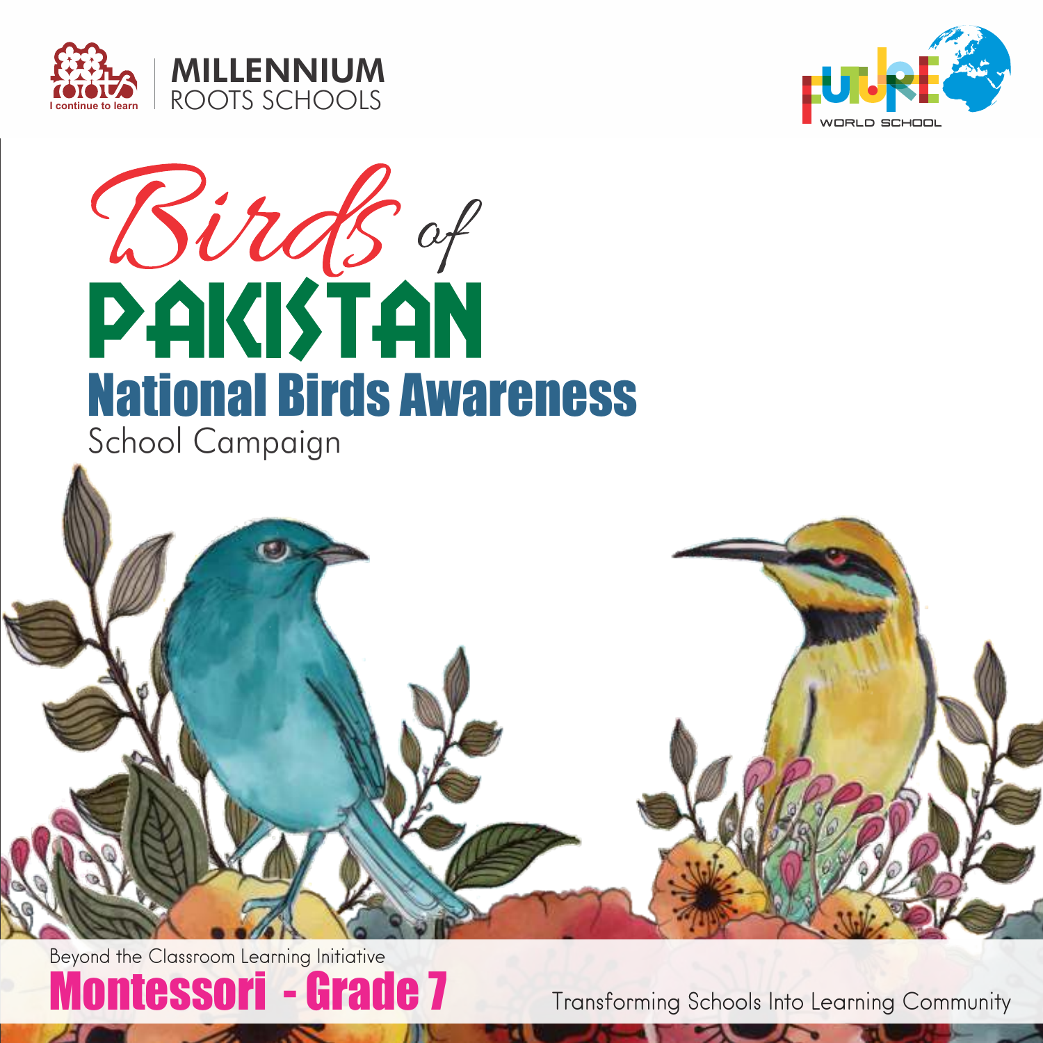MILLENNIUM ROOTS SCHOOLS

I continue to learn

FUTURE WORLD SCHOOL

# Birds of PAKISTAN

## National Birds Awareness

School Campaign

Beyond the Classroom Learning Initiative

**Montessori - Grade 7**

Transforming Schools Into Learning Community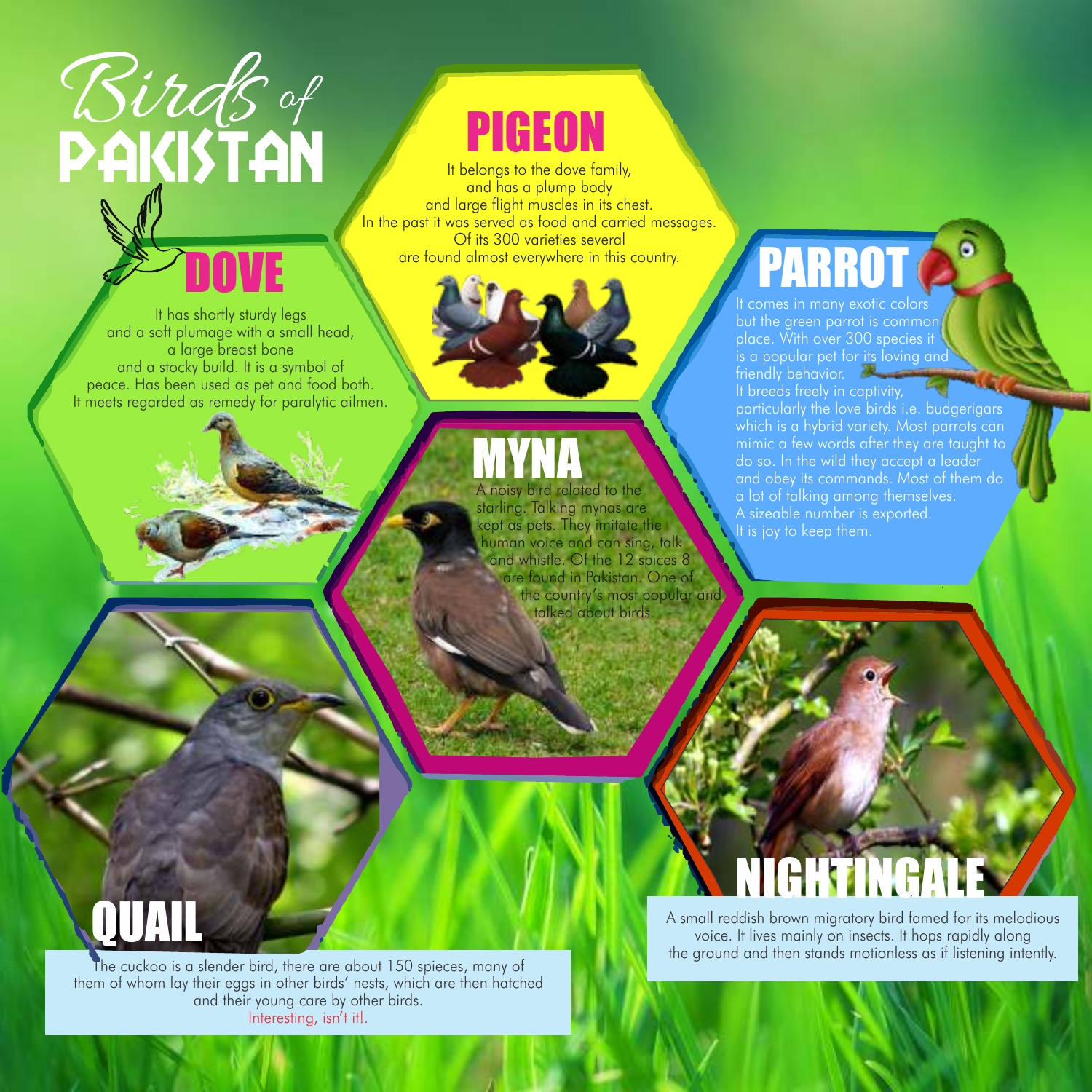# Birds of PAKISTAN

## PIGEON

It belongs to the dove family, and has a plump body and large flight muscles in its chest. In the past it was served as food and carried messages. Of its 300 varieties several are found almost everywhere in this country.

## DOVE

It has shortly sturdy legs and a soft plumage with a small head, a large breast bone and a stocky build. It is a symbol of peace. Has been used as pet and food both. It meets regarded as remedy for paralytic ailmen.

## PARROT

It comes in many exotic colors but the green parrot is common place. With over 300 species it is a popular pet for its loving and friendly behavior.
It breeds freely in captivity, particularly the love birds i.e. budgerigars which is a hybrid variety. Most parrots can mimic a few words after they are taught to do so. In the wild they accept a leader and obey its commands. Most of them do a lot of talking among themselves.
A sizeable number is exported.
It is joy to keep them.

## MYNA

A noisy bird related to the starling. Talking mynas are kept as pets. They imitate the human voice and can sing, talk and whistle. Of the 12 spices 8 are found in Pakistan. One of the country's most popular and talked about birds.

## QUAIL

The cuckoo is a slender bird, there are about 150 spieces, many of them of whom lay their eggs in other birds' nests, which are then hatched and their young care by other birds.
Interesting, isn't it!.

## NIGHTINGALE

A small reddish brown migratory bird famed for its melodious voice. It lives mainly on insects. It hops rapidly along the ground and then stands motionless as if listening intently.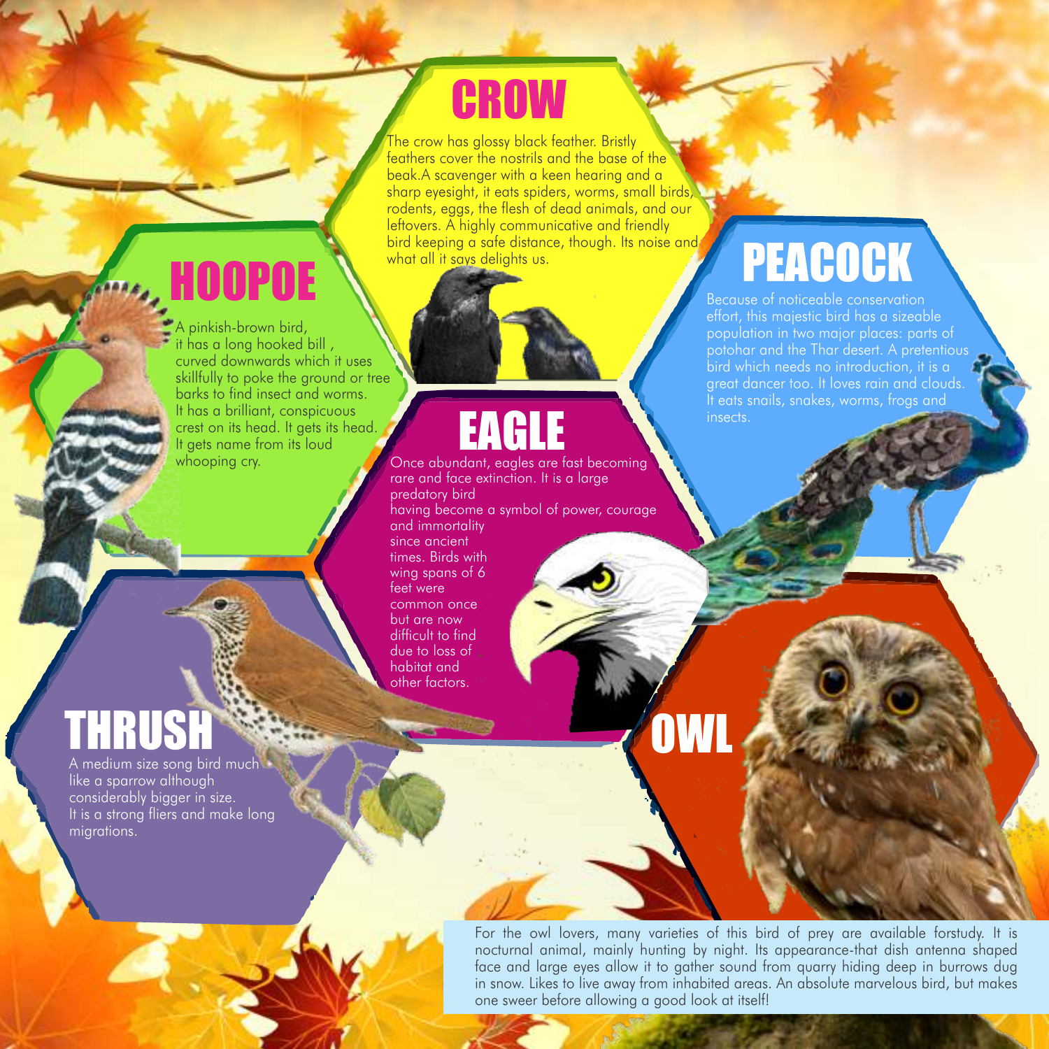## CROW

The crow has glossy black feather. Bristly feathers cover the nostrils and the base of the beak.A scavenger with a keen hearing and a sharp eyesight, it eats spiders, worms, small birds, rodents, eggs, the flesh of dead animals, and our leftovers. A highly communicative and friendly bird keeping a safe distance, though. Its noise and what all it says delights us.

## HOOPOE

A pinkish-brown bird, it has a long hooked bill , curved downwards which it uses skillfully to poke the ground or tree barks to find insect and worms. It has a brilliant, conspicuous crest on its head. It gets its head. It gets name from its loud whooping cry.

## PEACOCK

Because of noticeable conservation effort, this majestic bird has a sizeable population in two major places: parts of potohar and the Thar desert. A pretentious bird which needs no introduction, it is a great dancer too. It loves rain and clouds. It eats snails, snakes, worms, frogs and insects.

## EAGLE

Once abundant, eagles are fast becoming rare and face extinction. It is a large predatory bird having become a symbol of power, courage and immortality since ancient times. Birds with wing spans of 6 feet were common once but are now difficult to find due to loss of habitat and other factors.

## THRUSH

A medium size song bird much like a sparrow although considerably bigger in size. It is a strong fliers and make long migrations.

## OWL

For the owl lovers, many varieties of this bird of prey are available forstudy. It is nocturnal animal, mainly hunting by night. Its appearance-that dish antenna shaped face and large eyes allow it to gather sound from quarry hiding deep in burrows dug in snow. Likes to live away from inhabited areas. An absolute marvelous bird, but makes one sweer before allowing a good look at itself!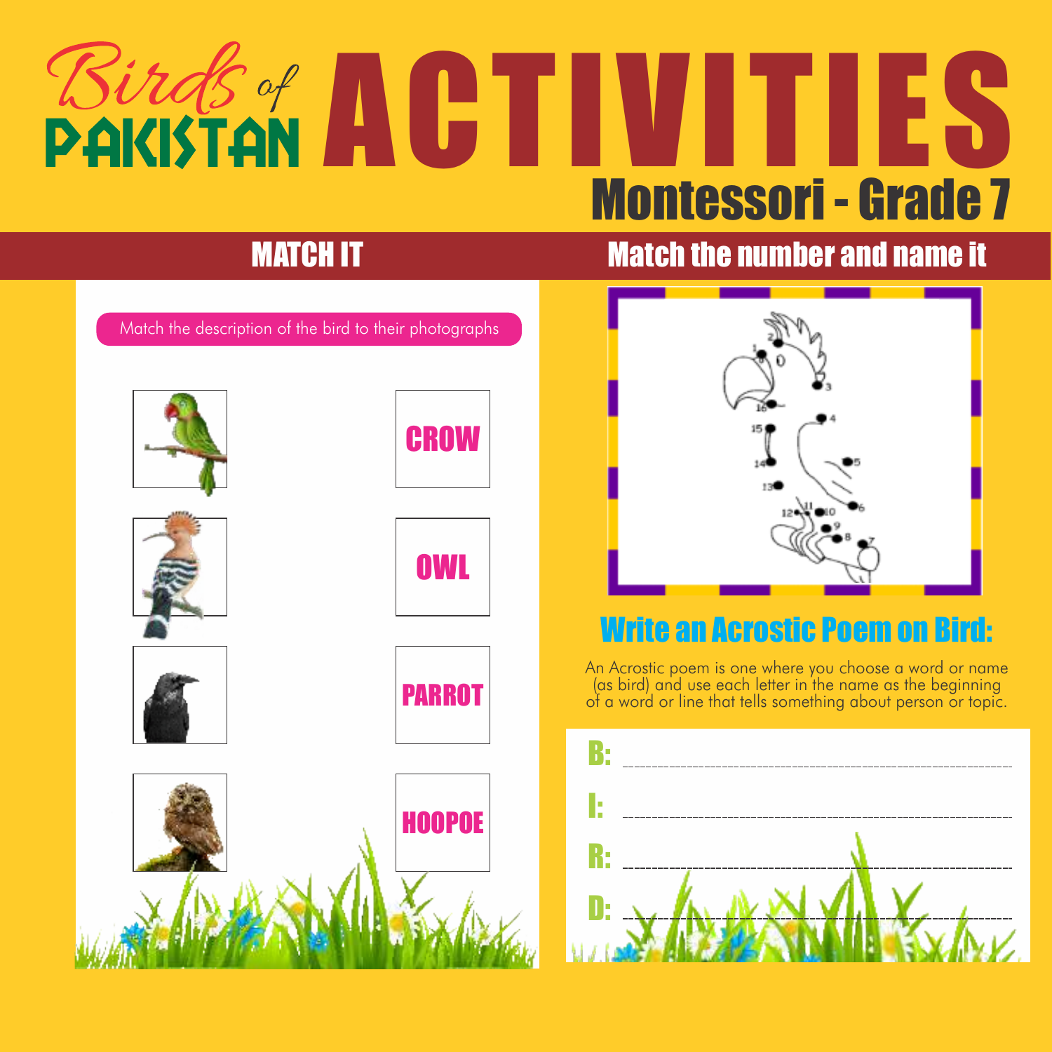# Birds of PAKISTAN ACTIVITIES

## Montessori - Grade 7

## MATCH IT

Match the description of the bird to their photographs

| | |
|---|---|
| | CROW |
| | OWL |
| | PARROT |
| | HOOPOE |

## Match the number and name it

## Write an Acrostic Poem on Bird:

An Acrostic poem is one where you choose a word or name (as bird) and use each letter in the name as the beginning of a word or line that tells something about person or topic.

B: ______________________________

I: ______________________________

R: ______________________________

D: ______________________________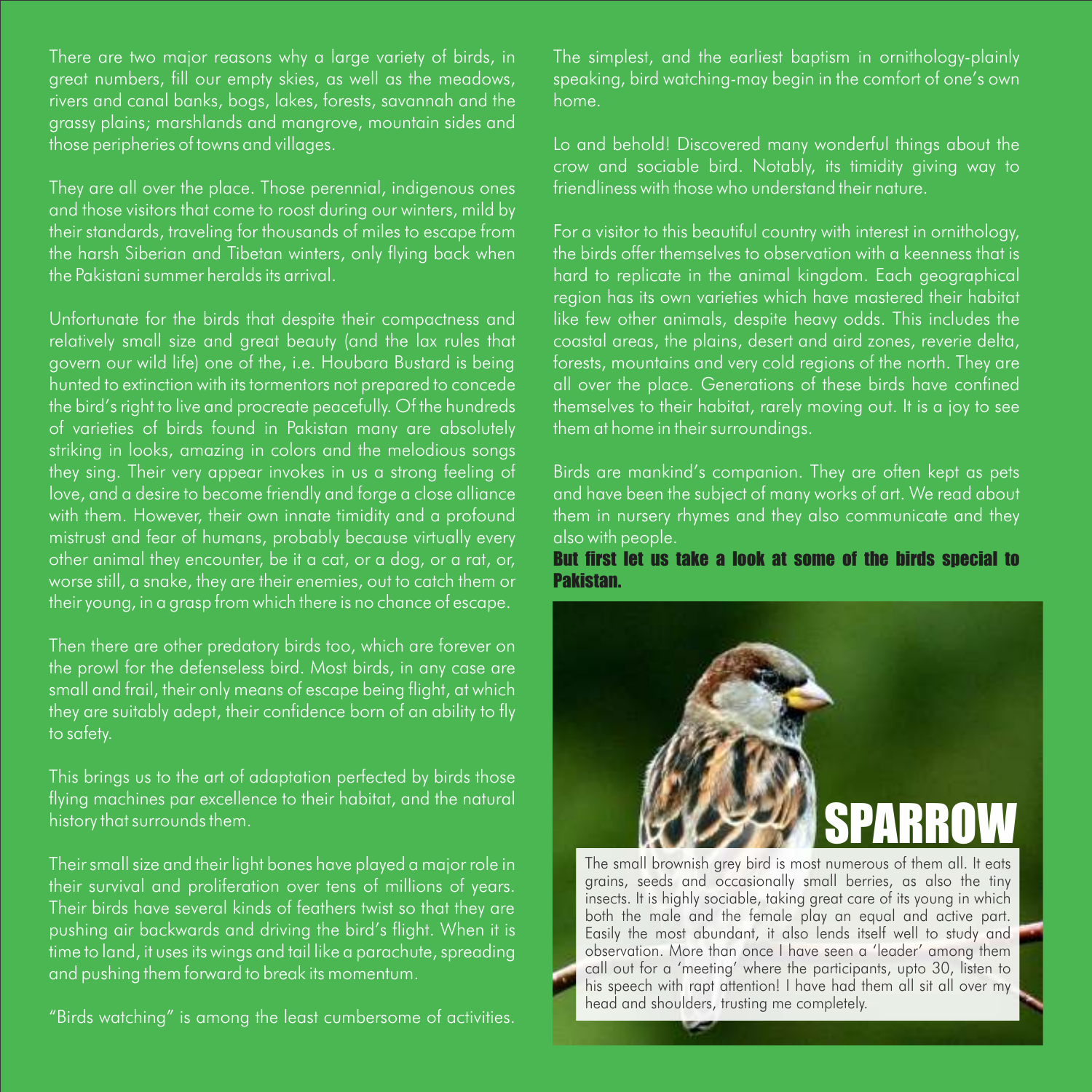There are two major reasons why a large variety of birds, in great numbers, fill our empty skies, as well as the meadows, rivers and canal banks, bogs, lakes, forests, savannah and the grassy plains; marshlands and mangrove, mountain sides and those peripheries of towns and villages.

They are all over the place. Those perennial, indigenous ones and those visitors that come to roost during our winters, mild by their standards, traveling for thousands of miles to escape from the harsh Siberian and Tibetan winters, only flying back when the Pakistani summer heralds its arrival.

Unfortunate for the birds that despite their compactness and relatively small size and great beauty (and the lax rules that govern our wild life) one of the, i.e. Houbara Bustard is being hunted to extinction with its tormentors not prepared to concede the bird's right to live and procreate peacefully. Of the hundreds of varieties of birds found in Pakistan many are absolutely striking in looks, amazing in colors and the melodious songs they sing. Their very appear invokes in us a strong feeling of love, and a desire to become friendly and forge a close alliance with them. However, their own innate timidity and a profound mistrust and fear of humans, probably because virtually every other animal they encounter, be it a cat, or a dog, or a rat, or, worse still, a snake, they are their enemies, out to catch them or their young, in a grasp from which there is no chance of escape.

Then there are other predatory birds too, which are forever on the prowl for the defenseless bird. Most birds, in any case are small and frail, their only means of escape being flight, at which they are suitably adept, their confidence born of an ability to fly to safety.

This brings us to the art of adaptation perfected by birds those flying machines par excellence to their habitat, and the natural history that surrounds them.

Their small size and their light bones have played a major role in their survival and proliferation over tens of millions of years. Their birds have several kinds of feathers twist so that they are pushing air backwards and driving the bird's flight. When it is time to land, it uses its wings and tail like a parachute, spreading and pushing them forward to break its momentum.

"Birds watching" is among the least cumbersome of activities. The simplest, and the earliest baptism in ornithology-plainly speaking, bird watching-may begin in the comfort of one's own home.

Lo and behold! Discovered many wonderful things about the crow and sociable bird. Notably, its timidity giving way to friendliness with those who understand their nature.

For a visitor to this beautiful country with interest in ornithology, the birds offer themselves to observation with a keenness that is hard to replicate in the animal kingdom. Each geographical region has its own varieties which have mastered their habitat like few other animals, despite heavy odds. This includes the coastal areas, the plains, desert and aird zones, reverie delta, forests, mountains and very cold regions of the north. They are all over the place. Generations of these birds have confined themselves to their habitat, rarely moving out. It is a joy to see them at home in their surroundings.

Birds are mankind's companion. They are often kept as pets and have been the subject of many works of art. We read about them in nursery rhymes and they also communicate and they also with people.

**But first let us take a look at some of the birds special to Pakistan.**

## SPARROW

The small brownish grey bird is most numerous of them all. It eats grains, seeds and occasionally small berries, as also the tiny insects. It is highly sociable, taking great care of its young in which both the male and the female play an equal and active part. Easily the most abundant, it also lends itself well to study and observation. More than once I have seen a 'leader' among them call out for a 'meeting' where the participants, upto 30, listen to his speech with rapt attention! I have had them all sit all over my head and shoulders, trusting me completely.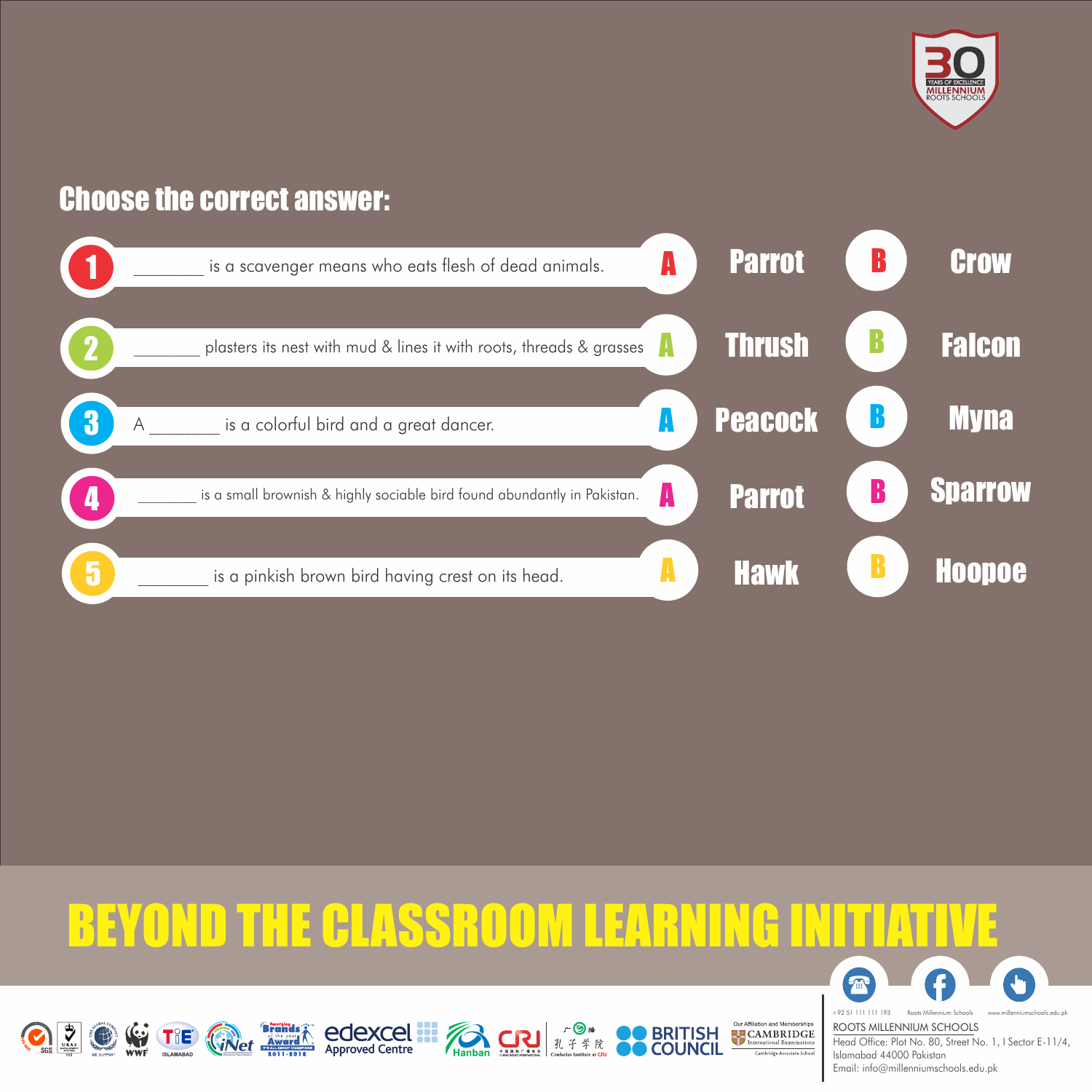## Choose the correct answer:

1. ________ is a scavenger means who eats flesh of dead animals.
   A. Parrot B. Crow

2. ________ plasters its nest with mud & lines it with roots, threads & grasses
   A. Thrush B. Falcon

3. A ________ is a colorful bird and a great dancer.
   A. Peacock B. Myna

4. ________ is a small brownish & highly sociable bird found abundantly in Pakistan.
   A. Parrot B. Sparrow

5. ________ is a pinkish brown bird having crest on its head.
   A. Hawk B. Hoopoe

# BEYOND THE CLASSROOM LEARNING INITIATIVE

+92 51 111 111 193 Roots Millennium Schools www.millenniumschools.edu.pk

ROOTS MILLENNIUM SCHOOLS
Head Office: Plot No. 80, Street No. 1, I Sector E-11/4, Islamabad 44000 Pakistan
Email: info@millenniumschools.edu.pk